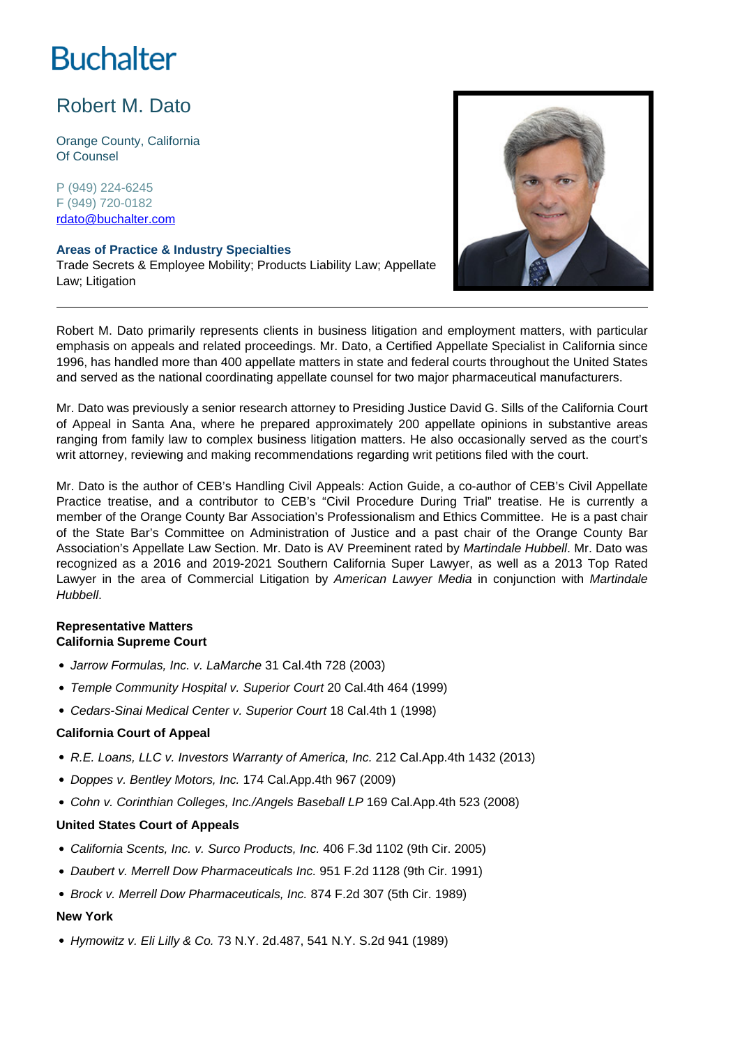# Buchalter

## Robert M. Dato

Orange County, California
Of Counsel

P (949) 224-6245
F (949) 720-0182
rdato@buchalter.com

**Areas of Practice & Industry Specialties**
Trade Secrets & Employee Mobility; Products Liability Law; Appellate Law; Litigation

---

Robert M. Dato primarily represents clients in business litigation and employment matters, with particular emphasis on appeals and related proceedings. Mr. Dato, a Certified Appellate Specialist in California since 1996, has handled more than 400 appellate matters in state and federal courts throughout the United States and served as the national coordinating appellate counsel for two major pharmaceutical manufacturers.

Mr. Dato was previously a senior research attorney to Presiding Justice David G. Sills of the California Court of Appeal in Santa Ana, where he prepared approximately 200 appellate opinions in substantive areas ranging from family law to complex business litigation matters. He also occasionally served as the court's writ attorney, reviewing and making recommendations regarding writ petitions filed with the court.

Mr. Dato is the author of CEB's Handling Civil Appeals: Action Guide, a co-author of CEB's Civil Appellate Practice treatise, and a contributor to CEB's "Civil Procedure During Trial" treatise. He is currently a member of the Orange County Bar Association's Professionalism and Ethics Committee. He is a past chair of the State Bar's Committee on Administration of Justice and a past chair of the Orange County Bar Association's Appellate Law Section. Mr. Dato is AV Preeminent rated by *Martindale Hubbell*. Mr. Dato was recognized as a 2016 and 2019-2021 Southern California Super Lawyer, as well as a 2013 Top Rated Lawyer in the area of Commercial Litigation by *American Lawyer Media* in conjunction with *Martindale Hubbell*.

**Representative Matters**
**California Supreme Court**

- *Jarrow Formulas, Inc. v. LaMarche* 31 Cal.4th 728 (2003)
- *Temple Community Hospital v. Superior Court* 20 Cal.4th 464 (1999)
- *Cedars-Sinai Medical Center v. Superior Court* 18 Cal.4th 1 (1998)

**California Court of Appeal**

- *R.E. Loans, LLC v. Investors Warranty of America, Inc.* 212 Cal.App.4th 1432 (2013)
- *Doppes v. Bentley Motors, Inc.* 174 Cal.App.4th 967 (2009)
- *Cohn v. Corinthian Colleges, Inc./Angels Baseball LP* 169 Cal.App.4th 523 (2008)

**United States Court of Appeals**

- *California Scents, Inc. v. Surco Products, Inc.* 406 F.3d 1102 (9th Cir. 2005)
- *Daubert v. Merrell Dow Pharmaceuticals Inc.* 951 F.2d 1128 (9th Cir. 1991)
- *Brock v. Merrell Dow Pharmaceuticals, Inc.* 874 F.2d 307 (5th Cir. 1989)

**New York**

- *Hymowitz v. Eli Lilly & Co.* 73 N.Y. 2d.487, 541 N.Y. S.2d 941 (1989)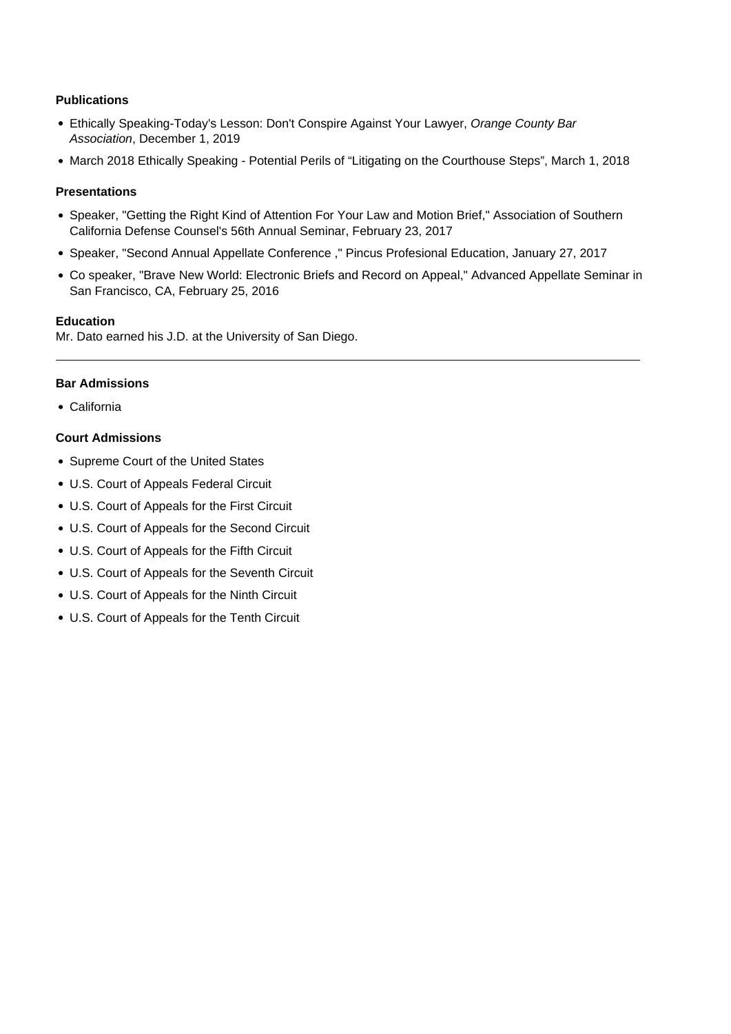### Publications

- Ethically Speaking-Today's Lesson: Don't Conspire Against Your Lawyer, *Orange County Bar Association*, December 1, 2019
- March 2018 Ethically Speaking - Potential Perils of "Litigating on the Courthouse Steps", March 1, 2018

### Presentations

- Speaker, "Getting the Right Kind of Attention For Your Law and Motion Brief," Association of Southern California Defense Counsel's 56th Annual Seminar, February 23, 2017
- Speaker, "Second Annual Appellate Conference ," Pincus Profesional Education, January 27, 2017
- Co speaker, "Brave New World: Electronic Briefs and Record on Appeal," Advanced Appellate Seminar in San Francisco, CA, February 25, 2016

### Education

Mr. Dato earned his J.D. at the University of San Diego.

---

### Bar Admissions

- California

### Court Admissions

- Supreme Court of the United States
- U.S. Court of Appeals Federal Circuit
- U.S. Court of Appeals for the First Circuit
- U.S. Court of Appeals for the Second Circuit
- U.S. Court of Appeals for the Fifth Circuit
- U.S. Court of Appeals for the Seventh Circuit
- U.S. Court of Appeals for the Ninth Circuit
- U.S. Court of Appeals for the Tenth Circuit